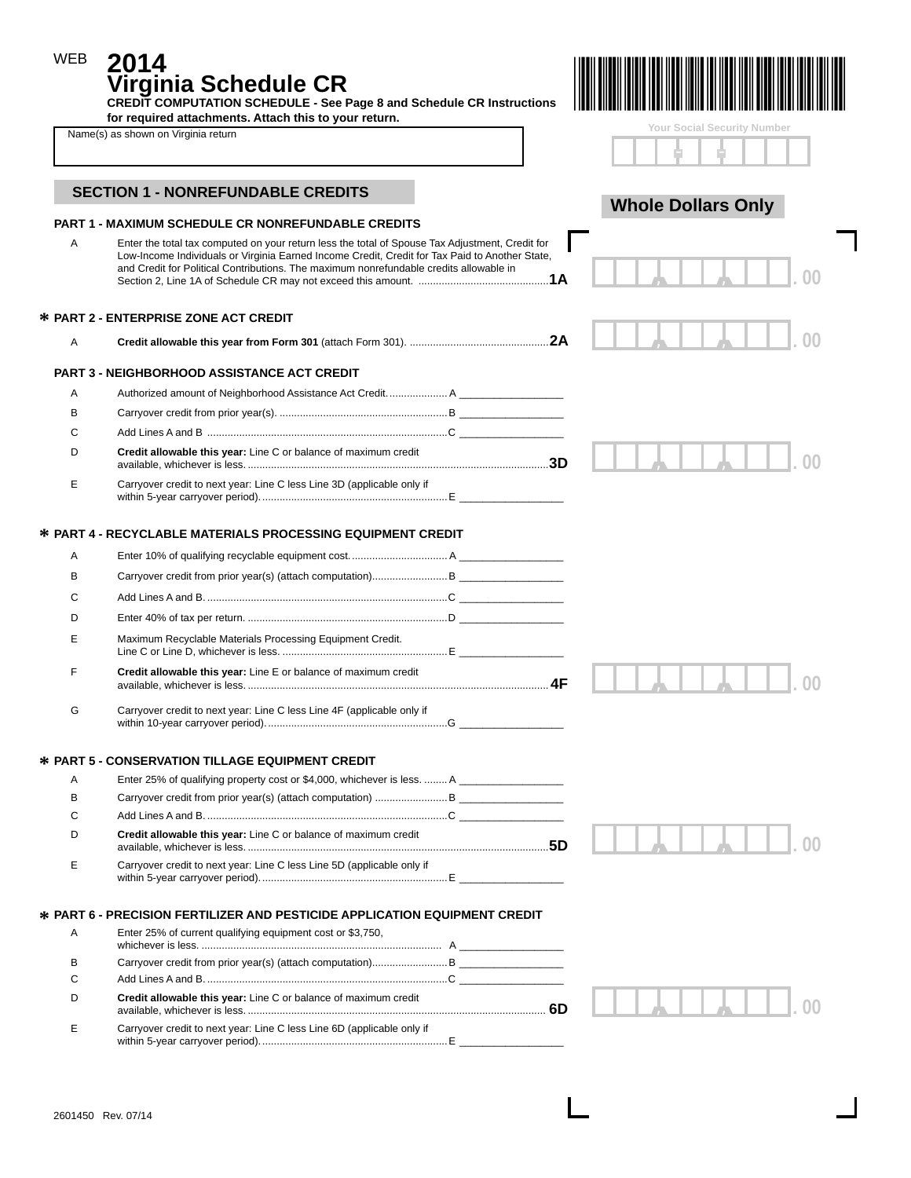WEB **2014**

# Virginia Schedule CR

**CREDIT COMPUTATION SCHEDULE - See Page 8 and Schedule CR Instructions for required attachments. Attach this to your return.**

Name(s) as shown on Virginia return

Your Social Security Number

## SECTION 1 - NONREFUNDABLE CREDITS

**Whole Dollars Only**

### PART 1 - MAXIMUM SCHEDULE CR NONREFUNDABLE CREDITS

| | | | |
|---|---|---|---|
| A | Enter the total tax computed on your return less the total of Spouse Tax Adjustment, Credit for Low-Income Individuals or Virginia Earned Income Credit, Credit for Tax Paid to Another State, and Credit for Political Contributions. The maximum nonrefundable credits allowable in Section 2, Line 1A of Schedule CR may not exceed this amount. | **1A** | .00 |

### * PART 2 - ENTERPRISE ZONE ACT CREDIT

| | | | |
|---|---|---|---|
| A | **Credit allowable this year from Form 301** (attach Form 301). | **2A** | .00 |

### PART 3 - NEIGHBORHOOD ASSISTANCE ACT CREDIT

| | | | |
|---|---|---|---|
| A | Authorized amount of Neighborhood Assistance Act Credit. | A ______ | |
| B | Carryover credit from prior year(s). | B ______ | |
| C | Add Lines A and B | C ______ | |
| D | **Credit allowable this year:** Line C or balance of maximum credit available, whichever is less. | **3D** | .00 |
| E | Carryover credit to next year: Line C less Line 3D (applicable only if within 5-year carryover period). | E ______ | |

### * PART 4 - RECYCLABLE MATERIALS PROCESSING EQUIPMENT CREDIT

| | | | |
|---|---|---|---|
| A | Enter 10% of qualifying recyclable equipment cost. | A ______ | |
| B | Carryover credit from prior year(s) (attach computation) | B ______ | |
| C | Add Lines A and B. | C ______ | |
| D | Enter 40% of tax per return. | D ______ | |
| E | Maximum Recyclable Materials Processing Equipment Credit. Line C or Line D, whichever is less. | E ______ | |
| F | **Credit allowable this year:** Line E or balance of maximum credit available, whichever is less. | **4F** | .00 |
| G | Carryover credit to next year: Line C less Line 4F (applicable only if within 10-year carryover period). | G ______ | |

### * PART 5 - CONSERVATION TILLAGE EQUIPMENT CREDIT

| | | | |
|---|---|---|---|
| A | Enter 25% of qualifying property cost or $4,000, whichever is less. | A ______ | |
| B | Carryover credit from prior year(s) (attach computation) | B ______ | |
| C | Add Lines A and B. | C ______ | |
| D | **Credit allowable this year:** Line C or balance of maximum credit available, whichever is less. | **5D** | .00 |
| E | Carryover credit to next year: Line C less Line 5D (applicable only if within 5-year carryover period). | E ______ | |

### * PART 6 - PRECISION FERTILIZER AND PESTICIDE APPLICATION EQUIPMENT CREDIT

| | | | |
|---|---|---|---|
| A | Enter 25% of current qualifying equipment cost or $3,750, whichever is less. | A ______ | |
| B | Carryover credit from prior year(s) (attach computation) | B ______ | |
| C | Add Lines A and B. | C ______ | |
| D | **Credit allowable this year:** Line C or balance of maximum credit available, whichever is less. | **6D** | .00 |
| E | Carryover credit to next year: Line C less Line 6D (applicable only if within 5-year carryover period). | E ______ | |

2601450 Rev. 07/14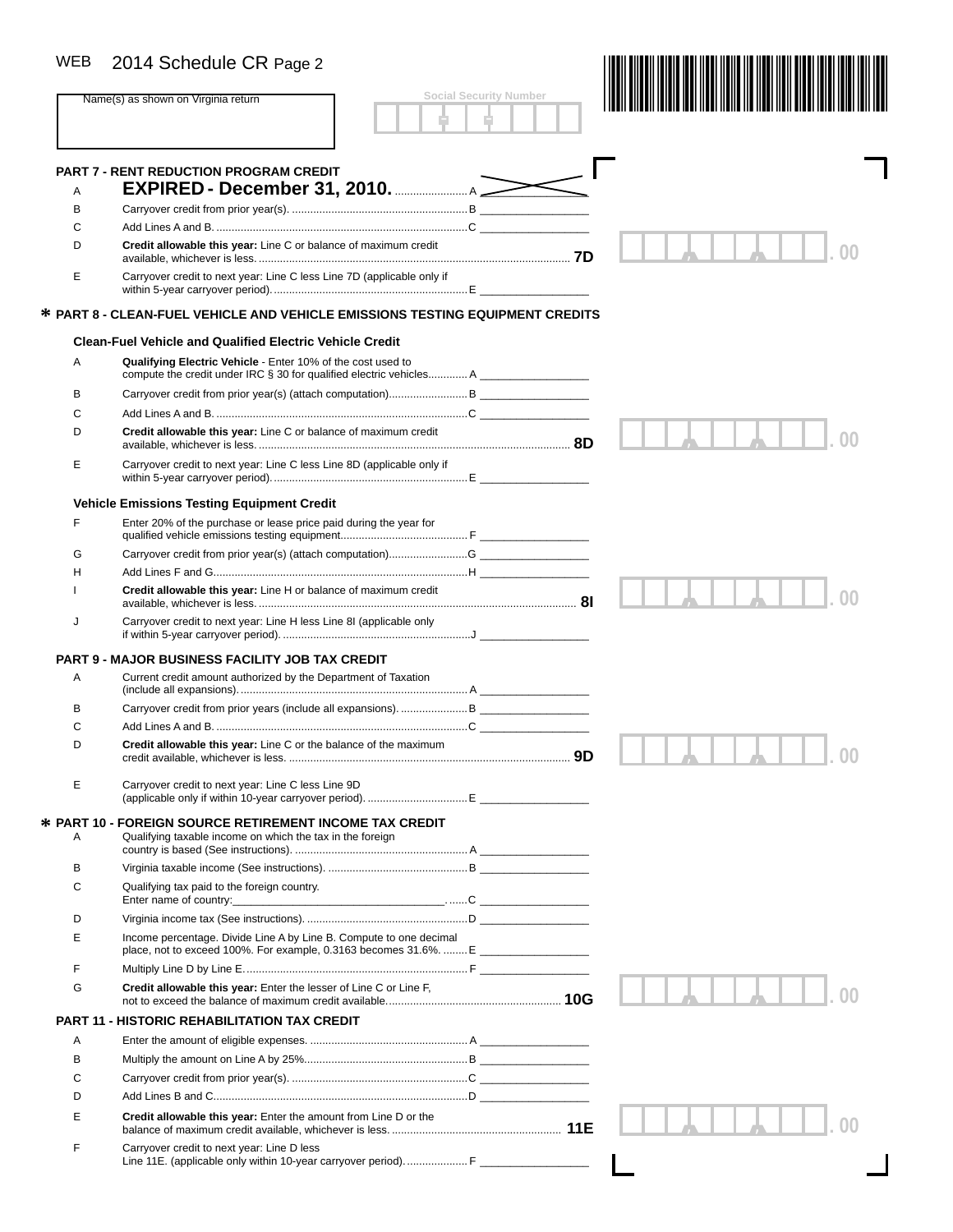WEB 2014 Schedule CR Page 2

Name(s) as shown on Virginia return

Social Security Number

## PART 7 - RENT REDUCTION PROGRAM CREDIT

| | | | |
|---|---|---|---|
| A | **EXPIRED - December 31, 2010.** | A | |
| B | Carryover credit from prior year(s). | B | |
| C | Add Lines A and B. | C | |
| D | **Credit allowable this year:** Line C or balance of maximum credit available, whichever is less. | **7D** | .00 |
| E | Carryover credit to next year: Line C less Line 7D (applicable only if within 5-year carryover period). | E | |

## * PART 8 - CLEAN-FUEL VEHICLE AND VEHICLE EMISSIONS TESTING EQUIPMENT CREDITS

### Clean-Fuel Vehicle and Qualified Electric Vehicle Credit

| | | | |
|---|---|---|---|
| A | **Qualifying Electric Vehicle** - Enter 10% of the cost used to compute the credit under IRC § 30 for qualified electric vehicles. | A | |
| B | Carryover credit from prior year(s) (attach computation). | B | |
| C | Add Lines A and B. | C | |
| D | **Credit allowable this year:** Line C or balance of maximum credit available, whichever is less. | **8D** | .00 |
| E | Carryover credit to next year: Line C less Line 8D (applicable only if within 5-year carryover period). | E | |

### Vehicle Emissions Testing Equipment Credit

| | | | |
|---|---|---|---|
| F | Enter 20% of the purchase or lease price paid during the year for qualified vehicle emissions testing equipment. | F | |
| G | Carryover credit from prior year(s) (attach computation). | G | |
| H | Add Lines F and G. | H | |
| I | **Credit allowable this year:** Line H or balance of maximum credit available, whichever is less. | **8I** | .00 |
| J | Carryover credit to next year: Line H less Line 8I (applicable only if within 5-year carryover period). | J | |

## PART 9 - MAJOR BUSINESS FACILITY JOB TAX CREDIT

| | | | |
|---|---|---|---|
| A | Current credit amount authorized by the Department of Taxation (include all expansions). | A | |
| B | Carryover credit from prior years (include all expansions). | B | |
| C | Add Lines A and B. | C | |
| D | **Credit allowable this year:** Line C or the balance of the maximum credit available, whichever is less. | **9D** | .00 |
| E | Carryover credit to next year: Line C less Line 9D (applicable only if within 10-year carryover period). | E | |

## * PART 10 - FOREIGN SOURCE RETIREMENT INCOME TAX CREDIT

| | | | |
|---|---|---|---|
| A | Qualifying taxable income on which the tax in the foreign country is based (See instructions). | A | |
| B | Virginia taxable income (See instructions). | B | |
| C | Qualifying tax paid to the foreign country. Enter name of country:___________ | C | |
| D | Virginia income tax (See instructions). | D | |
| E | Income percentage. Divide Line A by Line B. Compute to one decimal place, not to exceed 100%. For example, 0.3163 becomes 31.6%. | E | |
| F | Multiply Line D by Line E. | F | |
| G | **Credit allowable this year:** Enter the lesser of Line C or Line F, not to exceed the balance of maximum credit available. | **10G** | .00 |

## PART 11 - HISTORIC REHABILITATION TAX CREDIT

| | | | |
|---|---|---|---|
| A | Enter the amount of eligible expenses. | A | |
| B | Multiply the amount on Line A by 25%. | B | |
| C | Carryover credit from prior year(s). | C | |
| D | Add Lines B and C. | D | |
| E | **Credit allowable this year:** Enter the amount from Line D or the balance of maximum credit available, whichever is less. | **11E** | .00 |
| F | Carryover credit to next year: Line D less Line 11E. (applicable only within 10-year carryover period). | F | |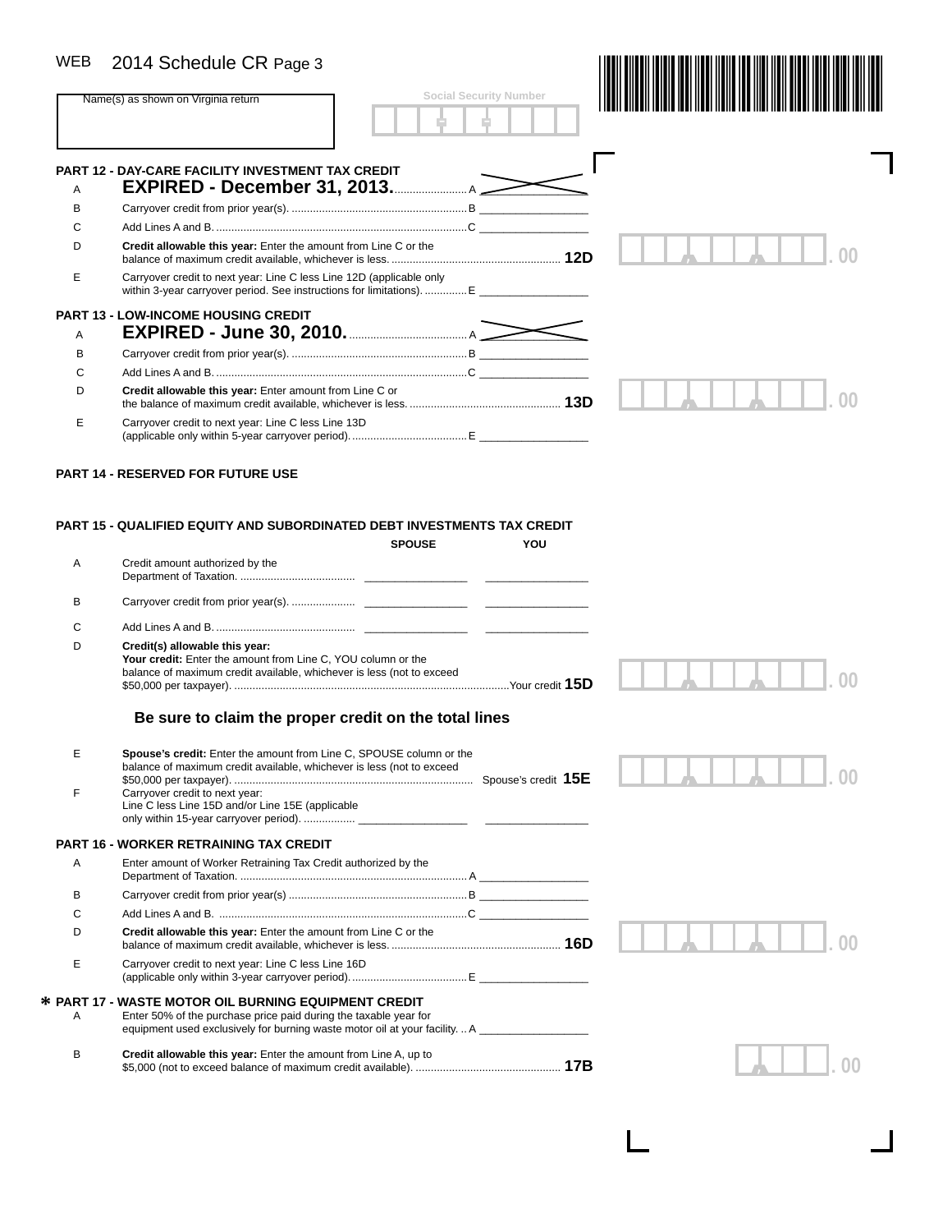WEB 2014 Schedule CR Page 3

Name(s) as shown on Virginia return

Social Security Number

## PART 12 - DAY-CARE FACILITY INVESTMENT TAX CREDIT

A **EXPIRED - December 31, 2013.** ........................ A

B Carryover credit from prior year(s). ........................................................ B _________________

C Add Lines A and B. .................................................................................C _________________

D **Credit allowable this year:** Enter the amount from Line C or the balance of maximum credit available, whichever is less. ....................................................... **12D** .00

E Carryover credit to next year: Line C less Line 12D (applicable only within 3-year carryover period. See instructions for limitations). .............. E _________________

## PART 13 - LOW-INCOME HOUSING CREDIT

A **EXPIRED - June 30, 2010.** ...................................... A

B Carryover credit from prior year(s). ........................................................ B _________________

C Add Lines A and B. .................................................................................C _________________

D **Credit allowable this year:** Enter amount from Line C or the balance of maximum credit available, whichever is less. ................................................ **13D** .00

E Carryover credit to next year: Line C less Line 13D (applicable only within 5-year carryover period). ...................................... E _________________

## PART 14 - RESERVED FOR FUTURE USE

## PART 15 - QUALIFIED EQUITY AND SUBORDINATED DEBT INVESTMENTS TAX CREDIT

| | | SPOUSE | YOU |
|---|---|---|---|
| A | Credit amount authorized by the Department of Taxation. ...................................... | _________________ | _________________ |
| B | Carryover credit from prior year(s). ..................... | _________________ | _________________ |
| C | Add Lines A and B. .............................................. | _________________ | _________________ |

D **Credit(s) allowable this year:**
**Your credit:** Enter the amount from Line C, YOU column or the balance of maximum credit available, whichever is less (not to exceed $50,000 per taxpayer). ..........................................................................................Your credit **15D** .00

**Be sure to claim the proper credit on the total lines**

E **Spouse's credit:** Enter the amount from Line C, SPOUSE column or the balance of maximum credit available, whichever is less (not to exceed $50,000 per taxpayer). ............................................................................ Spouse's credit **15E** .00

F Carryover credit to next year: Line C less Line 15D and/or Line 15E (applicable only within 15-year carryover period). ................. _________________ _________________

## PART 16 - WORKER RETRAINING TAX CREDIT

A Enter amount of Worker Retraining Tax Credit authorized by the Department of Taxation. .......................................................................... A _________________

B Carryover credit from prior year(s) ......................................................... B _________________

C Add Lines A and B. ................................................................................C _________________

D **Credit allowable this year:** Enter the amount from Line C or the balance of maximum credit available, whichever is less. ....................................................... **16D** .00

E Carryover credit to next year: Line C less Line 16D (applicable only within 3-year carryover period). ...................................... E _________________

## * PART 17 - WASTE MOTOR OIL BURNING EQUIPMENT CREDIT

A Enter 50% of the purchase price paid during the taxable year for equipment used exclusively for burning waste motor oil at your facility. .. A _________________

B **Credit allowable this year:** Enter the amount from Line A, up to $5,000 (not to exceed balance of maximum credit available). ............................................... **17B** .00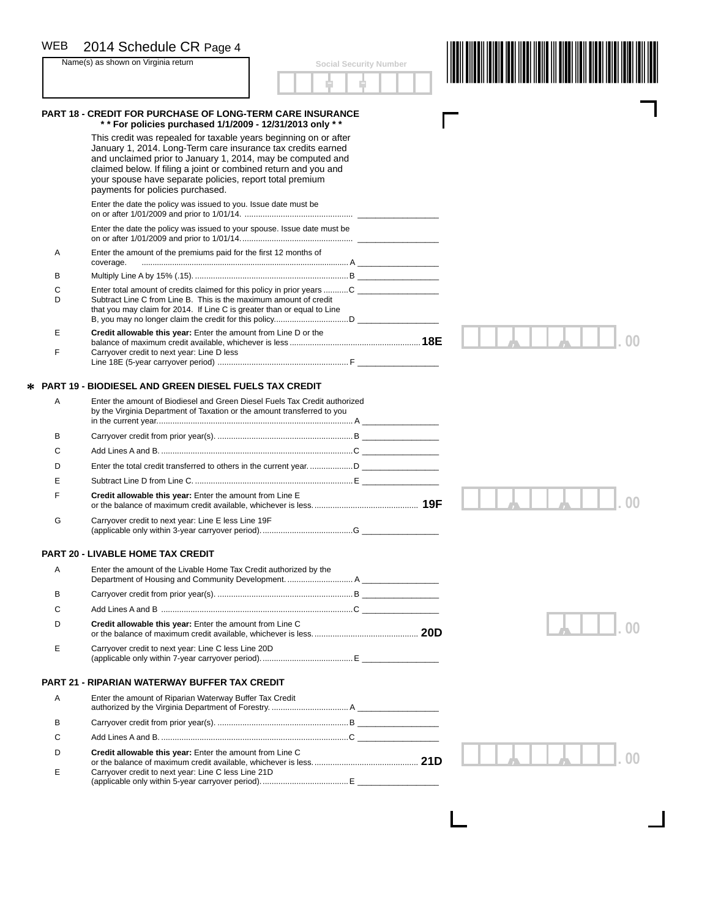WEB 2014 Schedule CR Page 4

Name(s) as shown on Virginia return

Social Security Number

## PART 18 - CREDIT FOR PURCHASE OF LONG-TERM CARE INSURANCE

**\*\* For policies purchased 1/1/2009 - 12/31/2013 only \*\***

This credit was repealed for taxable years beginning on or after January 1, 2014. Long-Term care insurance tax credits earned and unclaimed prior to January 1, 2014, may be computed and claimed below. If filing a joint or combined return and you and your spouse have separate policies, report total premium payments for policies purchased.

Enter the date the policy was issued to you. Issue date must be on or after 1/01/2009 and prior to 1/01/14. ________________

Enter the date the policy was issued to your spouse. Issue date must be on or after 1/01/2009 and prior to 1/01/14. ________________

A Enter the amount of the premiums paid for the first 12 months of coverage. ........ A ________________

B Multiply Line A by 15% (.15). ........ B ________________

C Enter total amount of credits claimed for this policy in prior years ........ C ________________

D Subtract Line C from Line B. This is the maximum amount of credit that you may claim for 2014. If Line C is greater than or equal to Line B, you may no longer claim the credit for this policy. ........ D ________________

E **Credit allowable this year:** Enter the amount from Line D or the balance of maximum credit available, whichever is less ........ **18E** ________________ .00

F Carryover credit to next year: Line D less Line 18E (5-year carryover period) ........ F ________________

## \* PART 19 - BIODIESEL AND GREEN DIESEL FUELS TAX CREDIT

A Enter the amount of Biodiesel and Green Diesel Fuels Tax Credit authorized by the Virginia Department of Taxation or the amount transferred to you in the current year. ........ A ________________

B Carryover credit from prior year(s). ........ B ________________

C Add Lines A and B. ........ C ________________

D Enter the total credit transferred to others in the current year. ........ D ________________

E Subtract Line D from Line C. ........ E ________________

F **Credit allowable this year:** Enter the amount from Line E or the balance of maximum credit available, whichever is less. ........ **19F** ________________ .00

G Carryover credit to next year: Line E less Line 19F (applicable only within 3-year carryover period). ........ G ________________

## PART 20 - LIVABLE HOME TAX CREDIT

A Enter the amount of the Livable Home Tax Credit authorized by the Department of Housing and Community Development. ........ A ________________

B Carryover credit from prior year(s). ........ B ________________

C Add Lines A and B ........ C ________________

D **Credit allowable this year:** Enter the amount from Line C or the balance of maximum credit available, whichever is less. ........ **20D** ________________ .00

E Carryover credit to next year: Line C less Line 20D (applicable only within 7-year carryover period). ........ E ________________

## PART 21 - RIPARIAN WATERWAY BUFFER TAX CREDIT

A Enter the amount of Riparian Waterway Buffer Tax Credit authorized by the Virginia Department of Forestry. ........ A ________________

B Carryover credit from prior year(s). ........ B ________________

C Add Lines A and B. ........ C ________________

D **Credit allowable this year:** Enter the amount from Line C or the balance of maximum credit available, whichever is less. ........ **21D** ________________ .00

E Carryover credit to next year: Line C less Line 21D (applicable only within 5-year carryover period). ........ E ________________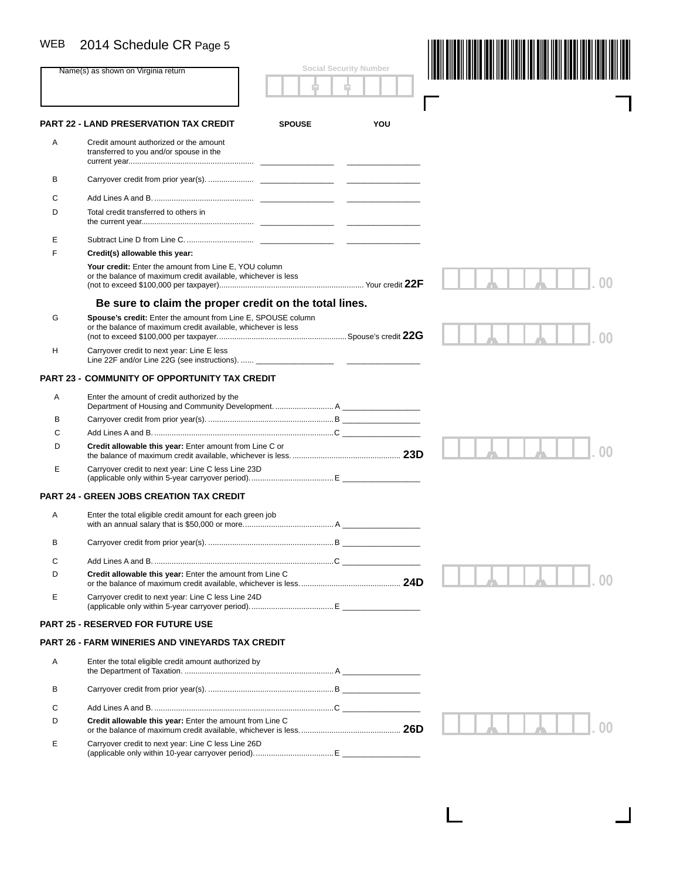WEB 2014 Schedule CR Page 5

Name(s) as shown on Virginia return

Social Security Number

## PART 22 - LAND PRESERVATION TAX CREDIT

| | | SPOUSE | YOU |
|---|---|---|---|
| A | Credit amount authorized or the amount transferred to you and/or spouse in the current year | ________________ | ________________ |
| B | Carryover credit from prior year(s). | ________________ | ________________ |
| C | Add Lines A and B. | ________________ | ________________ |
| D | Total credit transferred to others in the current year | ________________ | ________________ |
| E | Subtract Line D from Line C. | ________________ | ________________ |

F **Credit(s) allowable this year:**

**Your credit:** Enter the amount from Line E, YOU column or the balance of maximum credit available, whichever is less (not to exceed $100,000 per taxpayer) .......... Your credit **22F** __________ .00

**Be sure to claim the proper credit on the total lines.**

G **Spouse's credit:** Enter the amount from Line E, SPOUSE column or the balance of maximum credit available, whichever is less (not to exceed $100,000 per taxpayer. .......... Spouse's credit **22G** __________ .00

H Carryover credit to next year: Line E less Line 22F and/or Line 22G (see instructions). ...... ________________ ________________

## PART 23 - COMMUNITY OF OPPORTUNITY TAX CREDIT

A Enter the amount of credit authorized by the Department of Housing and Community Development. .......... A ________________

B Carryover credit from prior year(s). .......... B ________________

C Add Lines A and B. .......... C ________________

D **Credit allowable this year:** Enter amount from Line C or the balance of maximum credit available, whichever is less. .......... **23D** __________ .00

E Carryover credit to next year: Line C less Line 23D (applicable only within 5-year carryover period). .......... E ________________

## PART 24 - GREEN JOBS CREATION TAX CREDIT

A Enter the total eligible credit amount for each green job with an annual salary that is $50,000 or more. .......... A ________________

B Carryover credit from prior year(s). .......... B ________________

C Add Lines A and B. .......... C ________________

D **Credit allowable this year:** Enter the amount from Line C or the balance of maximum credit available, whichever is less. .......... **24D** __________ .00

E Carryover credit to next year: Line C less Line 24D (applicable only within 5-year carryover period). .......... E ________________

## PART 25 - RESERVED FOR FUTURE USE

## PART 26 - FARM WINERIES AND VINEYARDS TAX CREDIT

A Enter the total eligible credit amount authorized by the Department of Taxation. .......... A ________________

B Carryover credit from prior year(s). .......... B ________________

C Add Lines A and B. .......... C ________________

D **Credit allowable this year:** Enter the amount from Line C or the balance of maximum credit available, whichever is less. .......... **26D** __________ .00

E Carryover credit to next year: Line C less Line 26D (applicable only within 10-year carryover period). .......... E ________________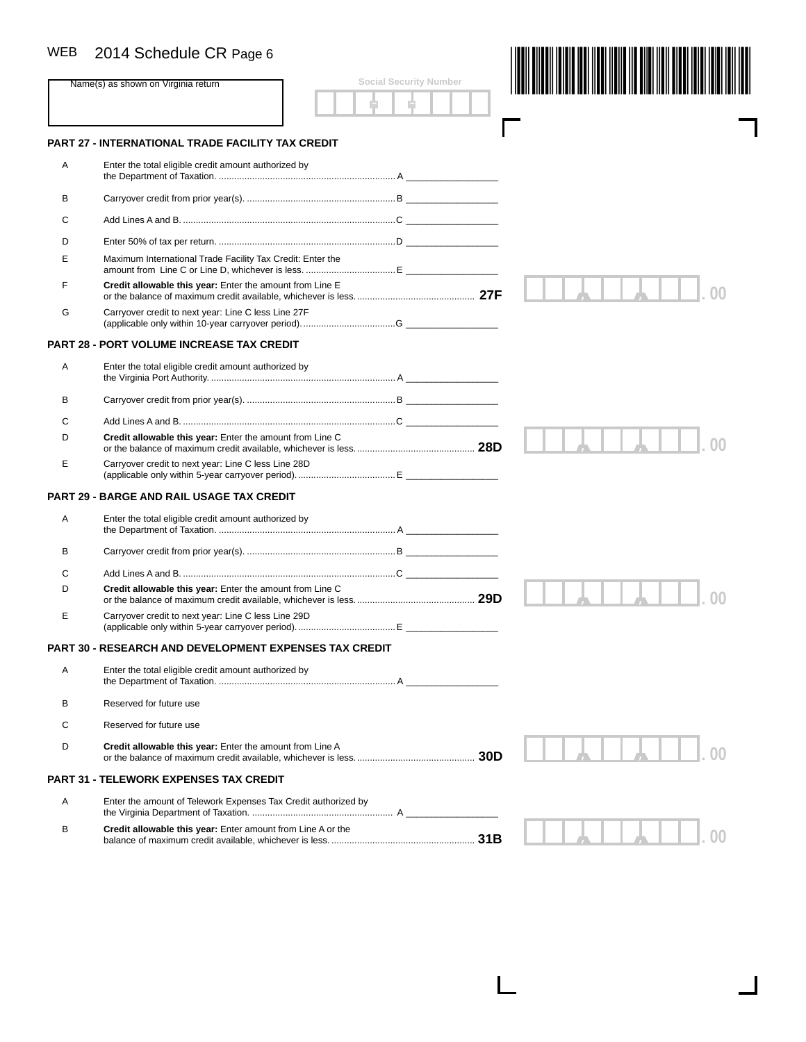WEB 2014 Schedule CR Page 6

Name(s) as shown on Virginia return | Social Security Number

## PART 27 - INTERNATIONAL TRADE FACILITY TAX CREDIT

| | | | |
|---|---|---|---|
| A | Enter the total eligible credit amount authorized by the Department of Taxation. | A | |
| B | Carryover credit from prior year(s). | B | |
| C | Add Lines A and B. | C | |
| D | Enter 50% of tax per return. | D | |
| E | Maximum International Trade Facility Tax Credit: Enter the amount from Line C or Line D, whichever is less. | E | |
| F | **Credit allowable this year:** Enter the amount from Line E or the balance of maximum credit available, whichever is less. | **27F** | .00 |
| G | Carryover credit to next year: Line C less Line 27F (applicable only within 10-year carryover period). | G | |

## PART 28 - PORT VOLUME INCREASE TAX CREDIT

| | | | |
|---|---|---|---|
| A | Enter the total eligible credit amount authorized by the Virginia Port Authority. | A | |
| B | Carryover credit from prior year(s). | B | |
| C | Add Lines A and B. | C | |
| D | **Credit allowable this year:** Enter the amount from Line C or the balance of maximum credit available, whichever is less. | **28D** | .00 |
| E | Carryover credit to next year: Line C less Line 28D (applicable only within 5-year carryover period). | E | |

## PART 29 - BARGE AND RAIL USAGE TAX CREDIT

| | | | |
|---|---|---|---|
| A | Enter the total eligible credit amount authorized by the Department of Taxation. | A | |
| B | Carryover credit from prior year(s). | B | |
| C | Add Lines A and B. | C | |
| D | **Credit allowable this year:** Enter the amount from Line C or the balance of maximum credit available, whichever is less. | **29D** | .00 |
| E | Carryover credit to next year: Line C less Line 29D (applicable only within 5-year carryover period). | E | |

## PART 30 - RESEARCH AND DEVELOPMENT EXPENSES TAX CREDIT

| | | | |
|---|---|---|---|
| A | Enter the total eligible credit amount authorized by the Department of Taxation. | A | |
| B | Reserved for future use | | |
| C | Reserved for future use | | |
| D | **Credit allowable this year:** Enter the amount from Line A or the balance of maximum credit available, whichever is less. | **30D** | .00 |

## PART 31 - TELEWORK EXPENSES TAX CREDIT

| | | | |
|---|---|---|---|
| A | Enter the amount of Telework Expenses Tax Credit authorized by the Virginia Department of Taxation. | A | |
| B | **Credit allowable this year:** Enter amount from Line A or the balance of maximum credit available, whichever is less. | **31B** | .00 |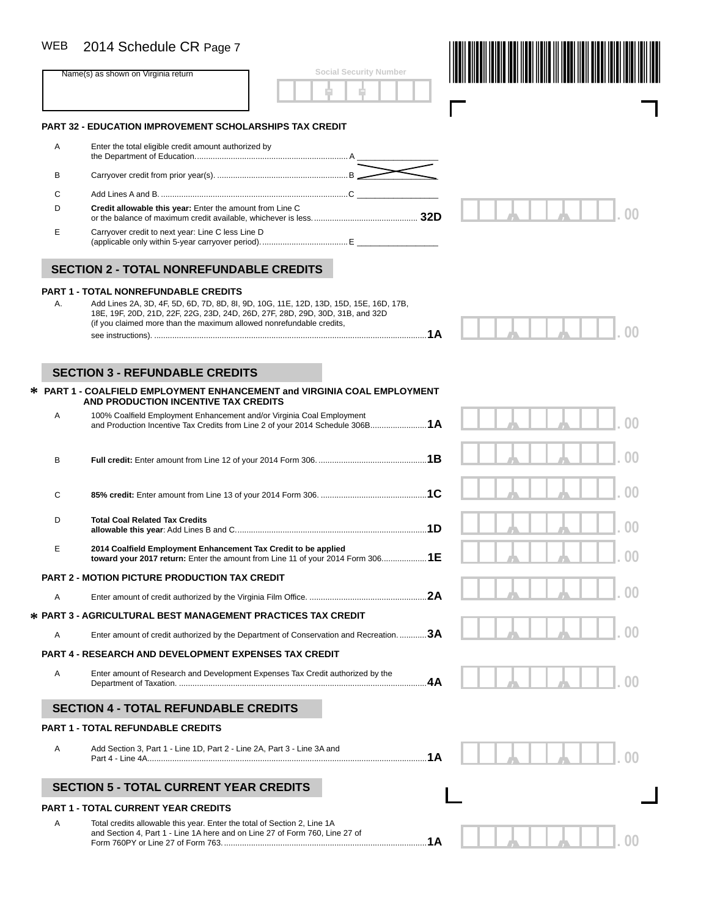WEB 2014 Schedule CR Page 7

Name(s) as shown on Virginia return | Social Security Number

### PART 32 - EDUCATION IMPROVEMENT SCHOLARSHIPS TAX CREDIT

| | | | |
|---|---|---|---|
| A | Enter the total eligible credit amount authorized by the Department of Education | A | |
| B | Carryover credit from prior year(s) | B | |
| C | Add Lines A and B | C | |
| D | **Credit allowable this year:** Enter the amount from Line C or the balance of maximum credit available, whichever is less | **32D** | .00 |
| E | Carryover credit to next year: Line C less Line D (applicable only within 5-year carryover period) | E | |

## SECTION 2 - TOTAL NONREFUNDABLE CREDITS

### PART 1 - TOTAL NONREFUNDABLE CREDITS

| | | | |
|---|---|---|---|
| A. | Add Lines 2A, 3D, 4F, 5D, 6D, 7D, 8D, 8I, 9D, 10G, 11E, 12D, 13D, 15D, 15E, 16D, 17B, 18E, 19F, 20D, 21D, 22F, 22G, 23D, 24D, 26D, 27F, 28D, 29D, 30D, 31B, and 32D (if you claimed more than the maximum allowed nonrefundable credits, see instructions) | **1A** | .00 |

## SECTION 3 - REFUNDABLE CREDITS

### * PART 1 - COALFIELD EMPLOYMENT ENHANCEMENT and VIRGINIA COAL EMPLOYMENT AND PRODUCTION INCENTIVE TAX CREDITS

| | | | |
|---|---|---|---|
| A | 100% Coalfield Employment Enhancement and/or Virginia Coal Employment and Production Incentive Tax Credits from Line 2 of your 2014 Schedule 306B | **1A** | .00 |
| B | **Full credit:** Enter amount from Line 12 of your 2014 Form 306 | **1B** | .00 |
| C | **85% credit:** Enter amount from Line 13 of your 2014 Form 306 | **1C** | .00 |
| D | **Total Coal Related Tax Credits allowable this year**: Add Lines B and C | **1D** | .00 |
| E | **2014 Coalfield Employment Enhancement Tax Credit to be applied toward your 2017 return:** Enter the amount from Line 11 of your 2014 Form 306 | **1E** | .00 |

### PART 2 - MOTION PICTURE PRODUCTION TAX CREDIT

| | | | |
|---|---|---|---|
| A | Enter amount of credit authorized by the Virginia Film Office | **2A** | .00 |

### * PART 3 - AGRICULTURAL BEST MANAGEMENT PRACTICES TAX CREDIT

| | | | |
|---|---|---|---|
| A | Enter amount of credit authorized by the Department of Conservation and Recreation | **3A** | .00 |

### PART 4 - RESEARCH AND DEVELOPMENT EXPENSES TAX CREDIT

| | | | |
|---|---|---|---|
| A | Enter amount of Research and Development Expenses Tax Credit authorized by the Department of Taxation | **4A** | .00 |

## SECTION 4 - TOTAL REFUNDABLE CREDITS

### PART 1 - TOTAL REFUNDABLE CREDITS

| | | | |
|---|---|---|---|
| A | Add Section 3, Part 1 - Line 1D, Part 2 - Line 2A, Part 3 - Line 3A and Part 4 - Line 4A | **1A** | .00 |

## SECTION 5 - TOTAL CURRENT YEAR CREDITS

### PART 1 - TOTAL CURRENT YEAR CREDITS

| | | | |
|---|---|---|---|
| A | Total credits allowable this year. Enter the total of Section 2, Line 1A and Section 4, Part 1 - Line 1A here and on Line 27 of Form 760, Line 27 of Form 760PY or Line 27 of Form 763 | **1A** | .00 |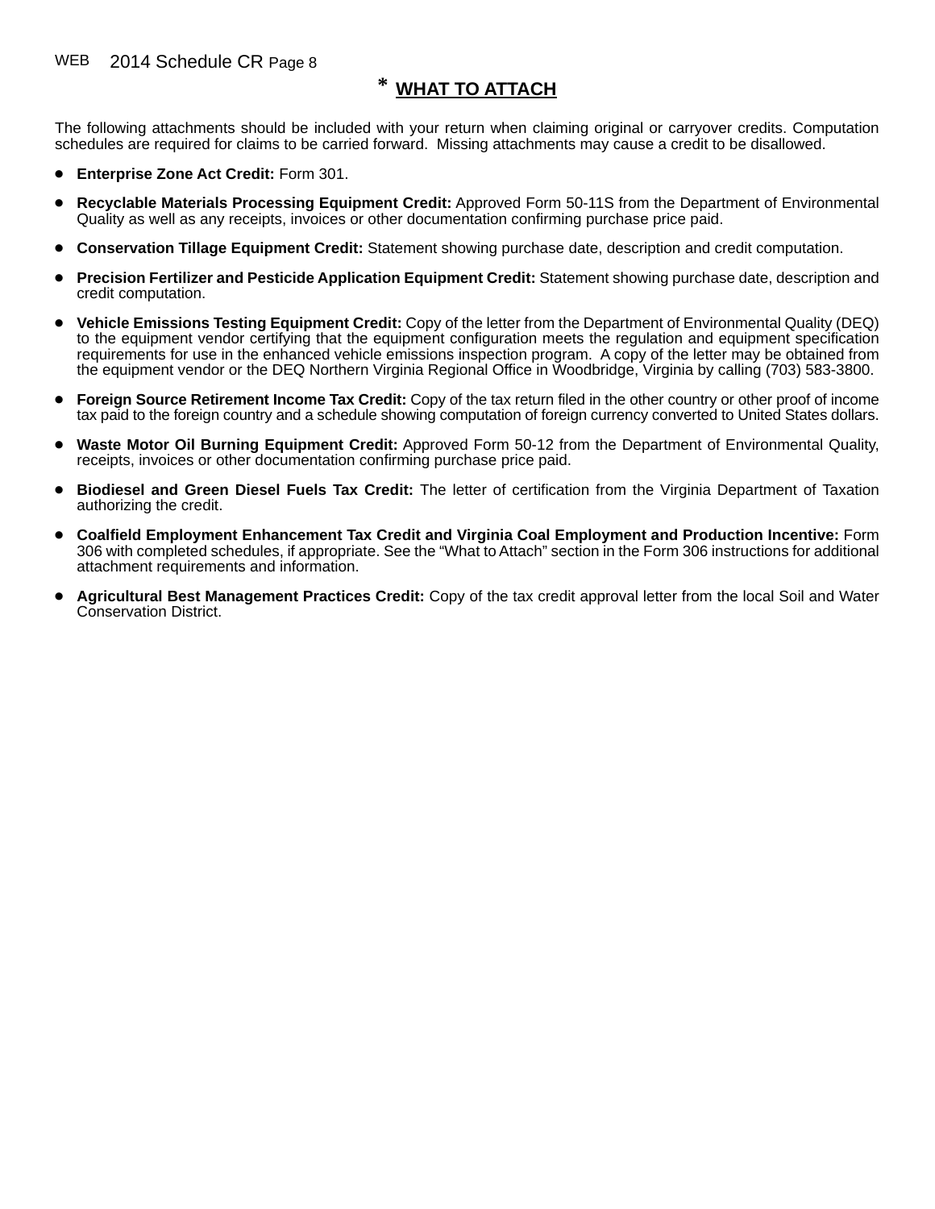## * WHAT TO ATTACH

The following attachments should be included with your return when claiming original or carryover credits. Computation schedules are required for claims to be carried forward. Missing attachments may cause a credit to be disallowed.

- **Enterprise Zone Act Credit:** Form 301.
- **Recyclable Materials Processing Equipment Credit:** Approved Form 50-11S from the Department of Environmental Quality as well as any receipts, invoices or other documentation confirming purchase price paid.
- **Conservation Tillage Equipment Credit:** Statement showing purchase date, description and credit computation.
- **Precision Fertilizer and Pesticide Application Equipment Credit:** Statement showing purchase date, description and credit computation.
- **Vehicle Emissions Testing Equipment Credit:** Copy of the letter from the Department of Environmental Quality (DEQ) to the equipment vendor certifying that the equipment configuration meets the regulation and equipment specification requirements for use in the enhanced vehicle emissions inspection program. A copy of the letter may be obtained from the equipment vendor or the DEQ Northern Virginia Regional Office in Woodbridge, Virginia by calling (703) 583-3800.
- **Foreign Source Retirement Income Tax Credit:** Copy of the tax return filed in the other country or other proof of income tax paid to the foreign country and a schedule showing computation of foreign currency converted to United States dollars.
- **Waste Motor Oil Burning Equipment Credit:** Approved Form 50-12 from the Department of Environmental Quality, receipts, invoices or other documentation confirming purchase price paid.
- **Biodiesel and Green Diesel Fuels Tax Credit:** The letter of certification from the Virginia Department of Taxation authorizing the credit.
- **Coalfield Employment Enhancement Tax Credit and Virginia Coal Employment and Production Incentive:** Form 306 with completed schedules, if appropriate. See the “What to Attach” section in the Form 306 instructions for additional attachment requirements and information.
- **Agricultural Best Management Practices Credit:** Copy of the tax credit approval letter from the local Soil and Water Conservation District.